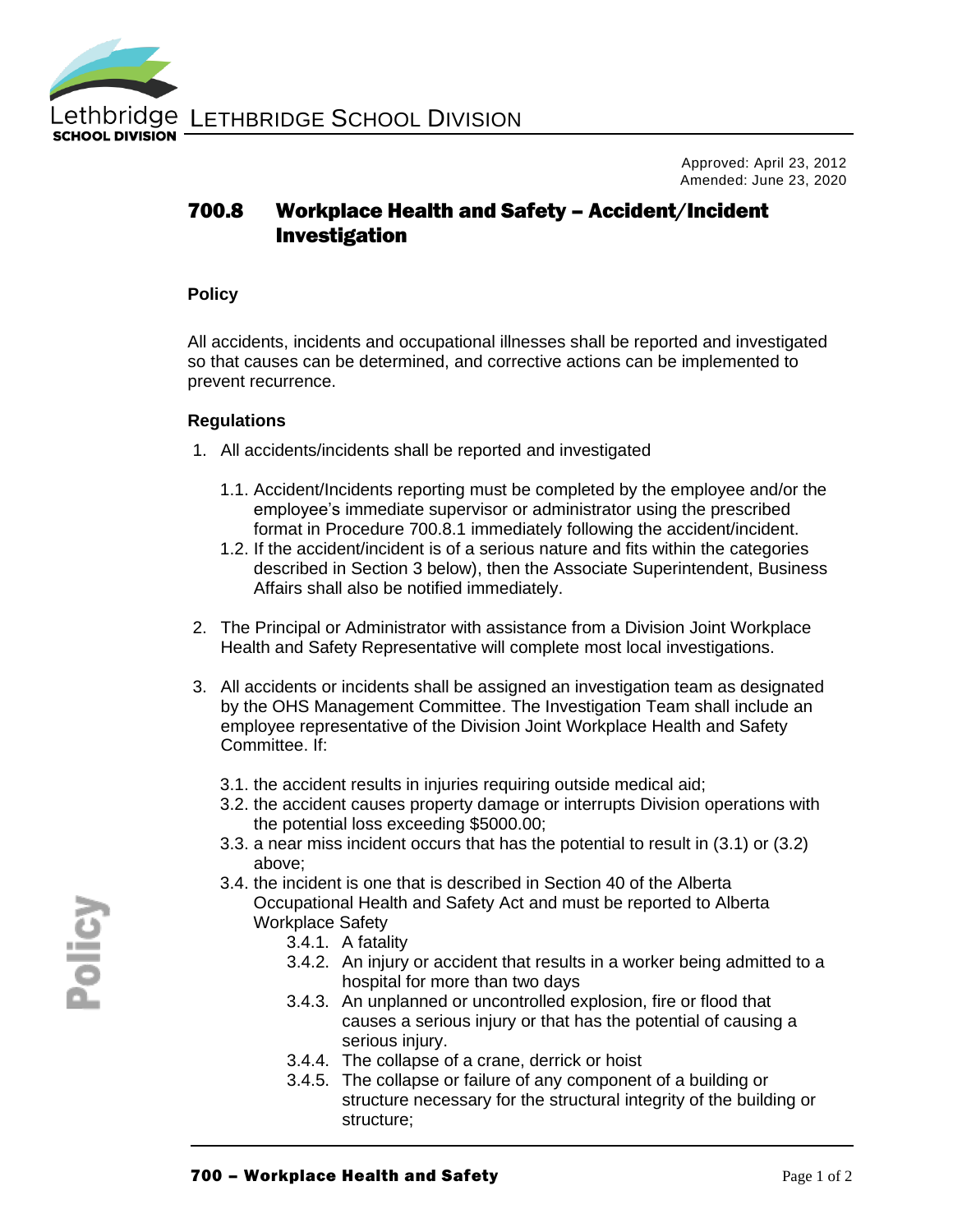Approved: April 23, 2012
Amended: June 23, 2020

# 700.8 Workplace Health and Safety – Accident/Incident Investigation

## Policy

All accidents, incidents and occupational illnesses shall be reported and investigated so that causes can be determined, and corrective actions can be implemented to prevent recurrence.

## Regulations

1. All accidents/incidents shall be reported and investigated

   1.1. Accident/Incidents reporting must be completed by the employee and/or the employee's immediate supervisor or administrator using the prescribed format in Procedure 700.8.1 immediately following the accident/incident.

   1.2. If the accident/incident is of a serious nature and fits within the categories described in Section 3 below), then the Associate Superintendent, Business Affairs shall also be notified immediately.

2. The Principal or Administrator with assistance from a Division Joint Workplace Health and Safety Representative will complete most local investigations.

3. All accidents or incidents shall be assigned an investigation team as designated by the OHS Management Committee. The Investigation Team shall include an employee representative of the Division Joint Workplace Health and Safety Committee. If:

   3.1. the accident results in injuries requiring outside medical aid;

   3.2. the accident causes property damage or interrupts Division operations with the potential loss exceeding $5000.00;

   3.3. a near miss incident occurs that has the potential to result in (3.1) or (3.2) above;

   3.4. the incident is one that is described in Section 40 of the Alberta Occupational Health and Safety Act and must be reported to Alberta Workplace Safety

      3.4.1. A fatality

      3.4.2. An injury or accident that results in a worker being admitted to a hospital for more than two days

      3.4.3. An unplanned or uncontrolled explosion, fire or flood that causes a serious injury or that has the potential of causing a serious injury.

      3.4.4. The collapse of a crane, derrick or hoist

      3.4.5. The collapse or failure of any component of a building or structure necessary for the structural integrity of the building or structure;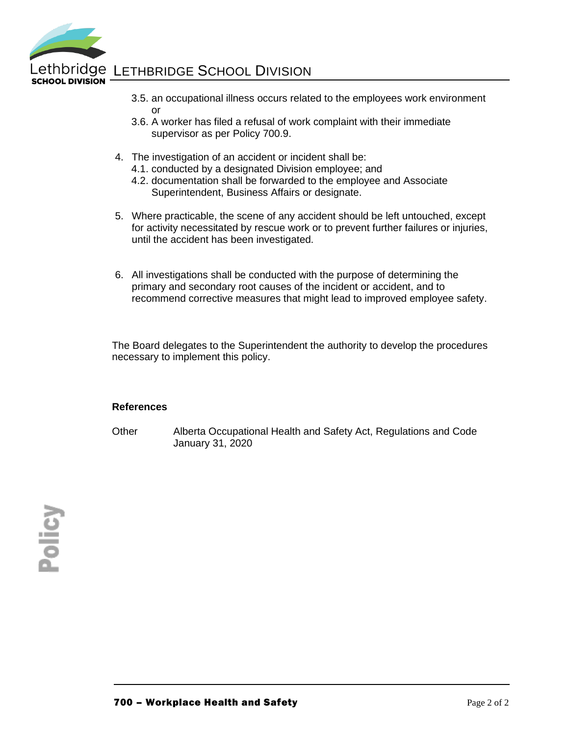3.5. an occupational illness occurs related to the employees work environment or
3.6. A worker has filed a refusal of work complaint with their immediate supervisor as per Policy 700.9.

4. The investigation of an accident or incident shall be:
   4.1. conducted by a designated Division employee; and
   4.2. documentation shall be forwarded to the employee and Associate Superintendent, Business Affairs or designate.

5. Where practicable, the scene of any accident should be left untouched, except for activity necessitated by rescue work or to prevent further failures or injuries, until the accident has been investigated.

6. All investigations shall be conducted with the purpose of determining the primary and secondary root causes of the incident or accident, and to recommend corrective measures that might lead to improved employee safety.

The Board delegates to the Superintendent the authority to develop the procedures necessary to implement this policy.

**References**

Other	Alberta Occupational Health and Safety Act, Regulations and Code

January 31, 2020